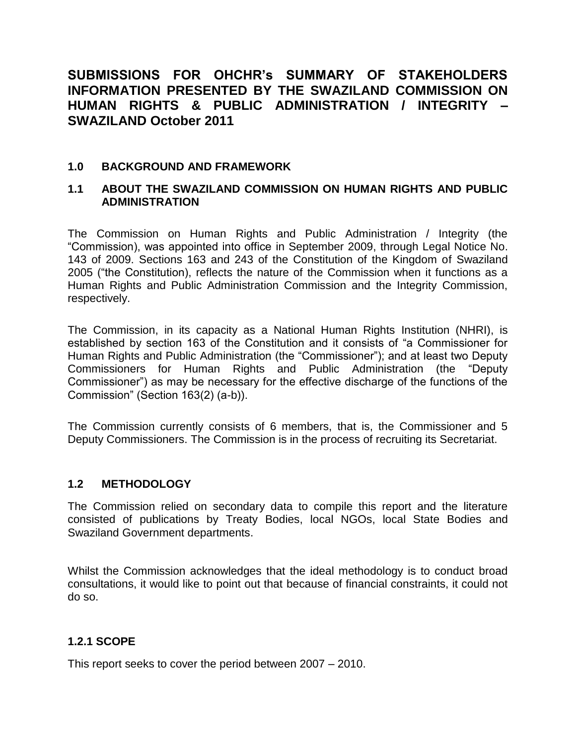# SUBMISSIONS FOR OHCHR's SUMMARY OF STAKEHOLDERS INFORMATION PRESENTED BY THE SWAZILAND COMMISSION ON HUMAN RIGHTS & PUBLIC ADMINISTRATION / INTEGRITY – SWAZILAND October 2011

## 1.0 BACKGROUND AND FRAMEWORK

### 1.1 ABOUT THE SWAZILAND COMMISSION ON HUMAN RIGHTS AND PUBLIC ADMINISTRATION

The Commission on Human Rights and Public Administration / Integrity (the "Commission), was appointed into office in September 2009, through Legal Notice No. 143 of 2009. Sections 163 and 243 of the Constitution of the Kingdom of Swaziland 2005 ("the Constitution), reflects the nature of the Commission when it functions as a Human Rights and Public Administration Commission and the Integrity Commission, respectively.

The Commission, in its capacity as a National Human Rights Institution (NHRI), is established by section 163 of the Constitution and it consists of "a Commissioner for Human Rights and Public Administration (the "Commissioner"); and at least two Deputy Commissioners for Human Rights and Public Administration (the "Deputy Commissioner") as may be necessary for the effective discharge of the functions of the Commission" (Section 163(2) (a-b)).

The Commission currently consists of 6 members, that is, the Commissioner and 5 Deputy Commissioners. The Commission is in the process of recruiting its Secretariat.

### 1.2 METHODOLOGY

The Commission relied on secondary data to compile this report and the literature consisted of publications by Treaty Bodies, local NGOs, local State Bodies and Swaziland Government departments.

Whilst the Commission acknowledges that the ideal methodology is to conduct broad consultations, it would like to point out that because of financial constraints, it could not do so.

#### 1.2.1 SCOPE

This report seeks to cover the period between 2007 – 2010.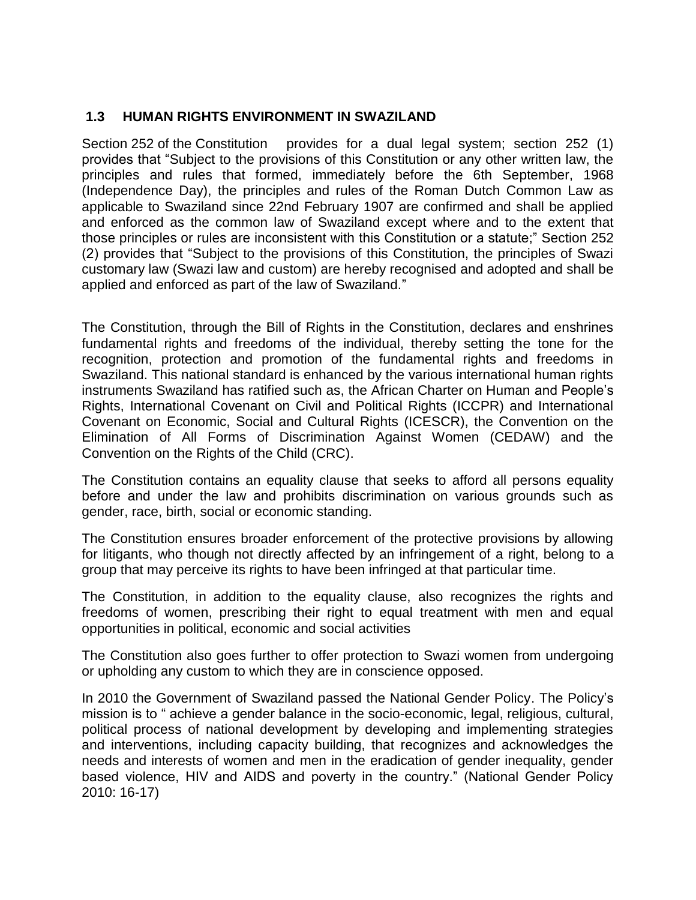## 1.3 HUMAN RIGHTS ENVIRONMENT IN SWAZILAND

Section 252 of the Constitution provides for a dual legal system; section 252 (1) provides that "Subject to the provisions of this Constitution or any other written law, the principles and rules that formed, immediately before the 6th September, 1968 (Independence Day), the principles and rules of the Roman Dutch Common Law as applicable to Swaziland since 22nd February 1907 are confirmed and shall be applied and enforced as the common law of Swaziland except where and to the extent that those principles or rules are inconsistent with this Constitution or a statute;" Section 252 (2) provides that "Subject to the provisions of this Constitution, the principles of Swazi customary law (Swazi law and custom) are hereby recognised and adopted and shall be applied and enforced as part of the law of Swaziland."

The Constitution, through the Bill of Rights in the Constitution, declares and enshrines fundamental rights and freedoms of the individual, thereby setting the tone for the recognition, protection and promotion of the fundamental rights and freedoms in Swaziland. This national standard is enhanced by the various international human rights instruments Swaziland has ratified such as, the African Charter on Human and People's Rights, International Covenant on Civil and Political Rights (ICCPR) and International Covenant on Economic, Social and Cultural Rights (ICESCR), the Convention on the Elimination of All Forms of Discrimination Against Women (CEDAW) and the Convention on the Rights of the Child (CRC).

The Constitution contains an equality clause that seeks to afford all persons equality before and under the law and prohibits discrimination on various grounds such as gender, race, birth, social or economic standing.

The Constitution ensures broader enforcement of the protective provisions by allowing for litigants, who though not directly affected by an infringement of a right, belong to a group that may perceive its rights to have been infringed at that particular time.

The Constitution, in addition to the equality clause, also recognizes the rights and freedoms of women, prescribing their right to equal treatment with men and equal opportunities in political, economic and social activities

The Constitution also goes further to offer protection to Swazi women from undergoing or upholding any custom to which they are in conscience opposed.

In 2010 the Government of Swaziland passed the National Gender Policy. The Policy's mission is to " achieve a gender balance in the socio-economic, legal, religious, cultural, political process of national development by developing and implementing strategies and interventions, including capacity building, that recognizes and acknowledges the needs and interests of women and men in the eradication of gender inequality, gender based violence, HIV and AIDS and poverty in the country." (National Gender Policy 2010: 16-17)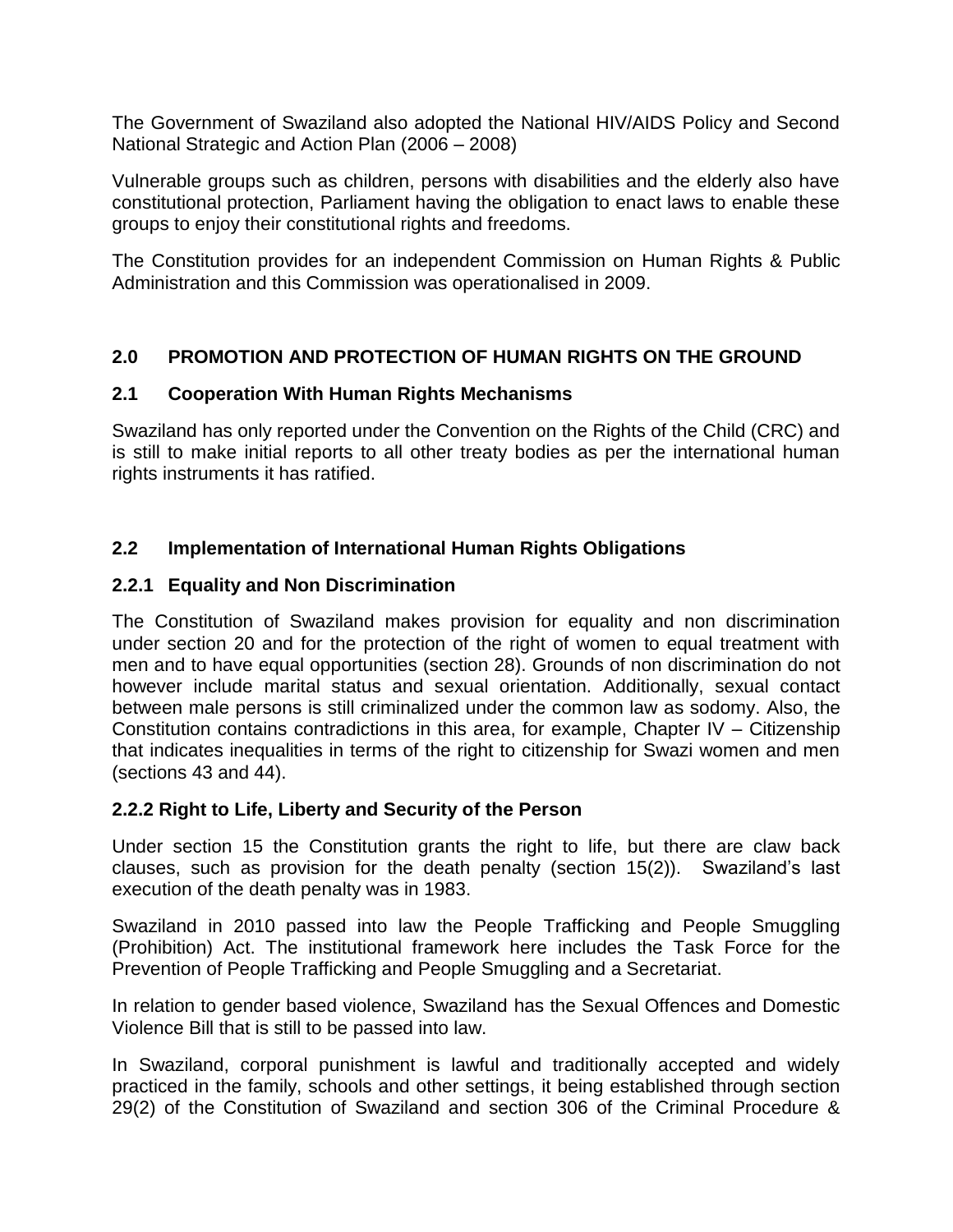The Government of Swaziland also adopted the National HIV/AIDS Policy and Second National Strategic and Action Plan (2006 – 2008)

Vulnerable groups such as children, persons with disabilities and the elderly also have constitutional protection, Parliament having the obligation to enact laws to enable these groups to enjoy their constitutional rights and freedoms.

The Constitution provides for an independent Commission on Human Rights & Public Administration and this Commission was operationalised in 2009.

## 2.0 PROMOTION AND PROTECTION OF HUMAN RIGHTS ON THE GROUND

### 2.1 Cooperation With Human Rights Mechanisms

Swaziland has only reported under the Convention on the Rights of the Child (CRC) and is still to make initial reports to all other treaty bodies as per the international human rights instruments it has ratified.

### 2.2 Implementation of International Human Rights Obligations

#### 2.2.1 Equality and Non Discrimination

The Constitution of Swaziland makes provision for equality and non discrimination under section 20 and for the protection of the right of women to equal treatment with men and to have equal opportunities (section 28). Grounds of non discrimination do not however include marital status and sexual orientation. Additionally, sexual contact between male persons is still criminalized under the common law as sodomy. Also, the Constitution contains contradictions in this area, for example, Chapter IV – Citizenship that indicates inequalities in terms of the right to citizenship for Swazi women and men (sections 43 and 44).

#### 2.2.2 Right to Life, Liberty and Security of the Person

Under section 15 the Constitution grants the right to life, but there are claw back clauses, such as provision for the death penalty (section 15(2)). Swaziland's last execution of the death penalty was in 1983.

Swaziland in 2010 passed into law the People Trafficking and People Smuggling (Prohibition) Act. The institutional framework here includes the Task Force for the Prevention of People Trafficking and People Smuggling and a Secretariat.

In relation to gender based violence, Swaziland has the Sexual Offences and Domestic Violence Bill that is still to be passed into law.

In Swaziland, corporal punishment is lawful and traditionally accepted and widely practiced in the family, schools and other settings, it being established through section 29(2) of the Constitution of Swaziland and section 306 of the Criminal Procedure &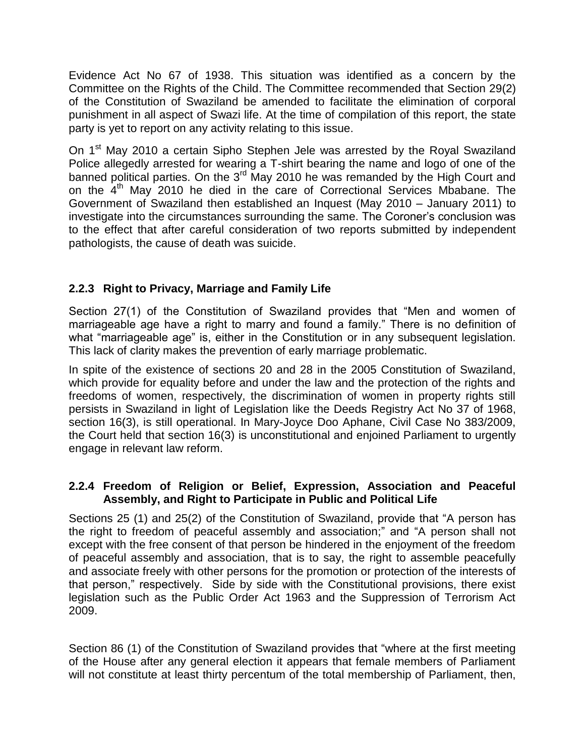Evidence Act No 67 of 1938. This situation was identified as a concern by the Committee on the Rights of the Child. The Committee recommended that Section 29(2) of the Constitution of Swaziland be amended to facilitate the elimination of corporal punishment in all aspect of Swazi life. At the time of compilation of this report, the state party is yet to report on any activity relating to this issue.

On 1st May 2010 a certain Sipho Stephen Jele was arrested by the Royal Swaziland Police allegedly arrested for wearing a T-shirt bearing the name and logo of one of the banned political parties. On the 3rd May 2010 he was remanded by the High Court and on the 4th May 2010 he died in the care of Correctional Services Mbabane. The Government of Swaziland then established an Inquest (May 2010 – January 2011) to investigate into the circumstances surrounding the same. The Coroner's conclusion was to the effect that after careful consideration of two reports submitted by independent pathologists, the cause of death was suicide.

### 2.2.3 Right to Privacy, Marriage and Family Life

Section 27(1) of the Constitution of Swaziland provides that "Men and women of marriageable age have a right to marry and found a family." There is no definition of what "marriageable age" is, either in the Constitution or in any subsequent legislation. This lack of clarity makes the prevention of early marriage problematic.

In spite of the existence of sections 20 and 28 in the 2005 Constitution of Swaziland, which provide for equality before and under the law and the protection of the rights and freedoms of women, respectively, the discrimination of women in property rights still persists in Swaziland in light of Legislation like the Deeds Registry Act No 37 of 1968, section 16(3), is still operational. In Mary-Joyce Doo Aphane, Civil Case No 383/2009, the Court held that section 16(3) is unconstitutional and enjoined Parliament to urgently engage in relevant law reform.

### 2.2.4 Freedom of Religion or Belief, Expression, Association and Peaceful Assembly, and Right to Participate in Public and Political Life

Sections 25 (1) and 25(2) of the Constitution of Swaziland, provide that "A person has the right to freedom of peaceful assembly and association;" and "A person shall not except with the free consent of that person be hindered in the enjoyment of the freedom of peaceful assembly and association, that is to say, the right to assemble peacefully and associate freely with other persons for the promotion or protection of the interests of that person," respectively. Side by side with the Constitutional provisions, there exist legislation such as the Public Order Act 1963 and the Suppression of Terrorism Act 2009.

Section 86 (1) of the Constitution of Swaziland provides that "where at the first meeting of the House after any general election it appears that female members of Parliament will not constitute at least thirty percentum of the total membership of Parliament, then,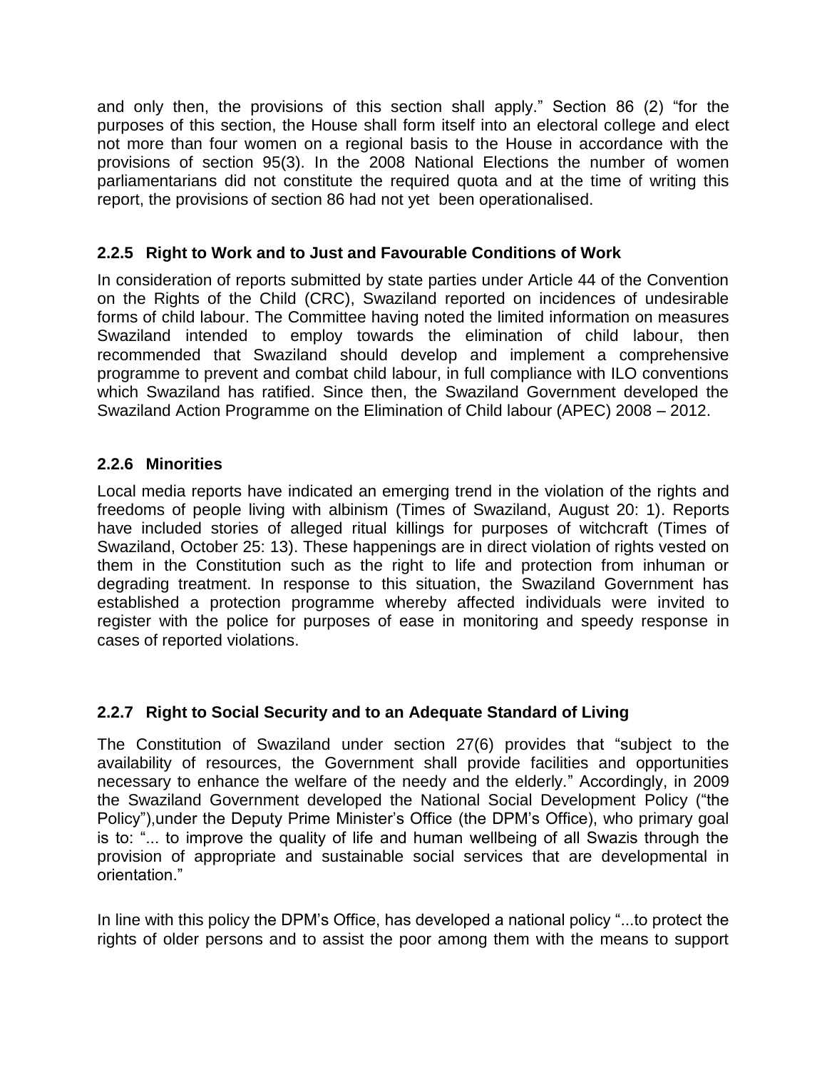and only then, the provisions of this section shall apply." Section 86 (2) "for the purposes of this section, the House shall form itself into an electoral college and elect not more than four women on a regional basis to the House in accordance with the provisions of section 95(3). In the 2008 National Elections the number of women parliamentarians did not constitute the required quota and at the time of writing this report, the provisions of section 86 had not yet been operationalised.

### 2.2.5 Right to Work and to Just and Favourable Conditions of Work

In consideration of reports submitted by state parties under Article 44 of the Convention on the Rights of the Child (CRC), Swaziland reported on incidences of undesirable forms of child labour. The Committee having noted the limited information on measures Swaziland intended to employ towards the elimination of child labour, then recommended that Swaziland should develop and implement a comprehensive programme to prevent and combat child labour, in full compliance with ILO conventions which Swaziland has ratified. Since then, the Swaziland Government developed the Swaziland Action Programme on the Elimination of Child labour (APEC) 2008 – 2012.

### 2.2.6 Minorities

Local media reports have indicated an emerging trend in the violation of the rights and freedoms of people living with albinism (Times of Swaziland, August 20: 1). Reports have included stories of alleged ritual killings for purposes of witchcraft (Times of Swaziland, October 25: 13). These happenings are in direct violation of rights vested on them in the Constitution such as the right to life and protection from inhuman or degrading treatment. In response to this situation, the Swaziland Government has established a protection programme whereby affected individuals were invited to register with the police for purposes of ease in monitoring and speedy response in cases of reported violations.

### 2.2.7 Right to Social Security and to an Adequate Standard of Living

The Constitution of Swaziland under section 27(6) provides that "subject to the availability of resources, the Government shall provide facilities and opportunities necessary to enhance the welfare of the needy and the elderly." Accordingly, in 2009 the Swaziland Government developed the National Social Development Policy ("the Policy"),under the Deputy Prime Minister's Office (the DPM's Office), who primary goal is to: "... to improve the quality of life and human wellbeing of all Swazis through the provision of appropriate and sustainable social services that are developmental in orientation."

In line with this policy the DPM's Office, has developed a national policy "...to protect the rights of older persons and to assist the poor among them with the means to support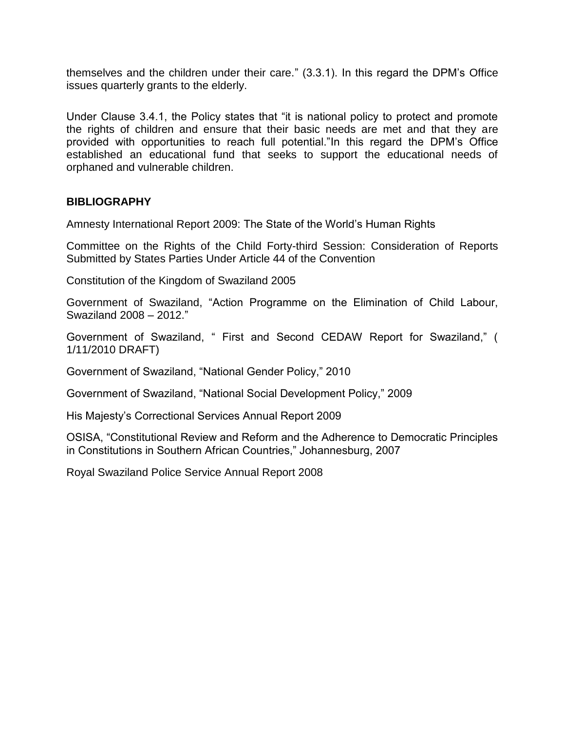themselves and the children under their care." (3.3.1). In this regard the DPM's Office issues quarterly grants to the elderly.

Under Clause 3.4.1, the Policy states that "it is national policy to protect and promote the rights of children and ensure that their basic needs are met and that they are provided with opportunities to reach full potential."In this regard the DPM's Office established an educational fund that seeks to support the educational needs of orphaned and vulnerable children.

**BIBLIOGRAPHY**

Amnesty International Report 2009: The State of the World's Human Rights

Committee on the Rights of the Child Forty-third Session: Consideration of Reports Submitted by States Parties Under Article 44 of the Convention

Constitution of the Kingdom of Swaziland 2005

Government of Swaziland, "Action Programme on the Elimination of Child Labour, Swaziland 2008 – 2012."

Government of Swaziland, " First and Second CEDAW Report for Swaziland," ( 1/11/2010 DRAFT)

Government of Swaziland, "National Gender Policy," 2010

Government of Swaziland, "National Social Development Policy," 2009

His Majesty's Correctional Services Annual Report 2009

OSISA, "Constitutional Review and Reform and the Adherence to Democratic Principles in Constitutions in Southern African Countries," Johannesburg, 2007

Royal Swaziland Police Service Annual Report 2008